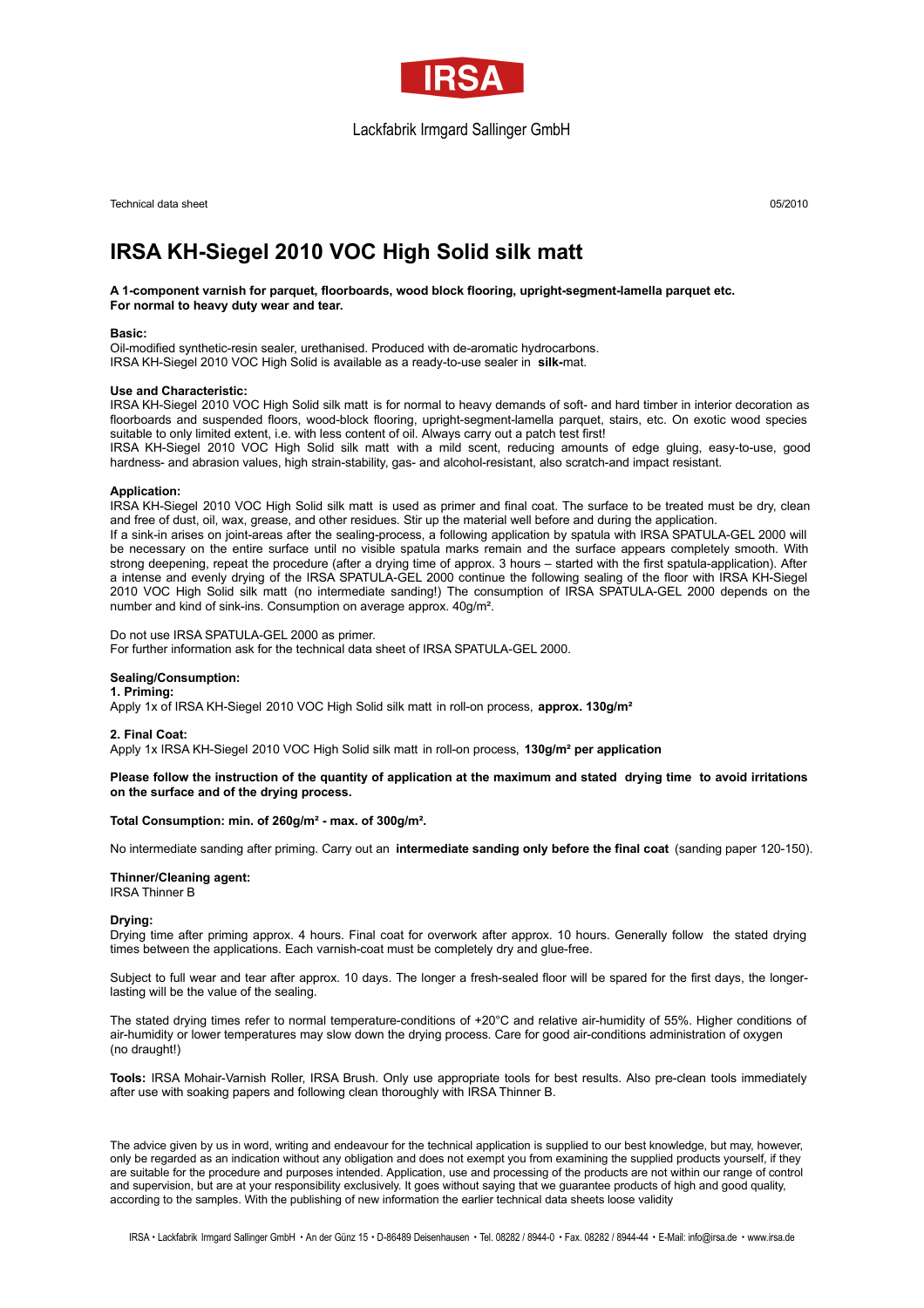IRSA

Lackfabrik Irmgard Sallinger GmbH

Technical data sheet 05/2010

# IRSA KH-Siegel 2010 VOC High Solid silk matt

**A 1-component varnish for parquet, floorboards, wood block flooring, upright-segment-lamella parquet etc. For normal to heavy duty wear and tear.**

**Basic:**
Oil-modified synthetic-resin sealer, urethanised. Produced with de-aromatic hydrocarbons.
IRSA KH-Siegel 2010 VOC High Solid is available as a ready-to-use sealer in **silk-**mat.

**Use and Characteristic:**
IRSA KH-Siegel 2010 VOC High Solid silk matt is for normal to heavy demands of soft- and hard timber in interior decoration as floorboards and suspended floors, wood-block flooring, upright-segment-lamella parquet, stairs, etc. On exotic wood species suitable to only limited extent, i.e. with less content of oil. Always carry out a patch test first!
IRSA KH-Siegel 2010 VOC High Solid silk matt with a mild scent, reducing amounts of edge gluing, easy-to-use, good hardness- and abrasion values, high strain-stability, gas- and alcohol-resistant, also scratch-and impact resistant.

**Application:**
IRSA KH-Siegel 2010 VOC High Solid silk matt is used as primer and final coat. The surface to be treated must be dry, clean and free of dust, oil, wax, grease, and other residues. Stir up the material well before and during the application.
If a sink-in arises on joint-areas after the sealing-process, a following application by spatula with IRSA SPATULA-GEL 2000 will be necessary on the entire surface until no visible spatula marks remain and the surface appears completely smooth. With strong deepening, repeat the procedure (after a drying time of approx. 3 hours – started with the first spatula-application). After a intense and evenly drying of the IRSA SPATULA-GEL 2000 continue the following sealing of the floor with IRSA KH-Siegel 2010 VOC High Solid silk matt (no intermediate sanding!) The consumption of IRSA SPATULA-GEL 2000 depends on the number and kind of sink-ins. Consumption on average approx. 40g/m².

Do not use IRSA SPATULA-GEL 2000 as primer.
For further information ask for the technical data sheet of IRSA SPATULA-GEL 2000.

**Sealing/Consumption:**
**1. Priming:**
Apply 1x of IRSA KH-Siegel 2010 VOC High Solid silk matt in roll-on process, **approx. 130g/m²**

**2. Final Coat:**
Apply 1x IRSA KH-Siegel 2010 VOC High Solid silk matt in roll-on process, **130g/m² per application**

**Please follow the instruction of the quantity of application at the maximum and stated drying time to avoid irritations on the surface and of the drying process.**

**Total Consumption: min. of 260g/m² - max. of 300g/m².**

No intermediate sanding after priming. Carry out an **intermediate sanding only before the final coat** (sanding paper 120-150).

**Thinner/Cleaning agent:**
IRSA Thinner B

**Drying:**
Drying time after priming approx. 4 hours. Final coat for overwork after approx. 10 hours. Generally follow the stated drying times between the applications. Each varnish-coat must be completely dry and glue-free.

Subject to full wear and tear after approx. 10 days. The longer a fresh-sealed floor will be spared for the first days, the longer-lasting will be the value of the sealing.

The stated drying times refer to normal temperature-conditions of +20°C and relative air-humidity of 55%. Higher conditions of air-humidity or lower temperatures may slow down the drying process. Care for good air-conditions administration of oxygen (no draught!)

**Tools:** IRSA Mohair-Varnish Roller, IRSA Brush. Only use appropriate tools for best results. Also pre-clean tools immediately after use with soaking papers and following clean thoroughly with IRSA Thinner B.

The advice given by us in word, writing and endeavour for the technical application is supplied to our best knowledge, but may, however, only be regarded as an indication without any obligation and does not exempt you from examining the supplied products yourself, if they are suitable for the procedure and purposes intended. Application, use and processing of the products are not within our range of control and supervision, but are at your responsibility exclusively. It goes without saying that we guarantee products of high and good quality, according to the samples. With the publishing of new information the earlier technical data sheets loose validity

IRSA • Lackfabrik Irmgard Sallinger GmbH • An der Günz 15 • D-86489 Deisenhausen • Tel. 08282 / 8944-0 • Fax. 08282 / 8944-44 • E-Mail: info@irsa.de • www.irsa.de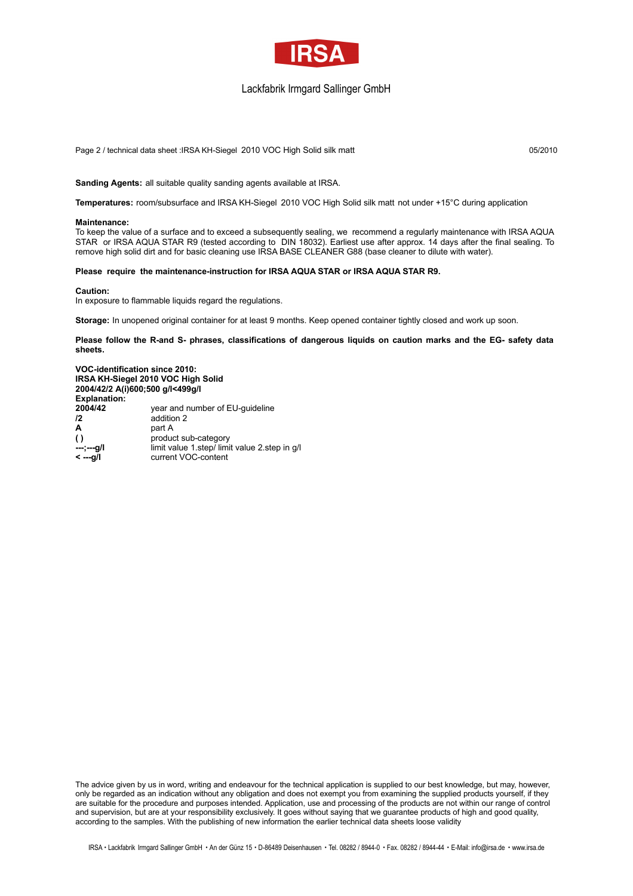Page 2 / technical data sheet :IRSA KH-Siegel 2010 VOC High Solid silk matt 05/2010

**Sanding Agents:** all suitable quality sanding agents available at IRSA.

**Temperatures:** room/subsurface and IRSA KH-Siegel 2010 VOC High Solid silk matt not under +15°C during application

**Maintenance:**
To keep the value of a surface and to exceed a subsequently sealing, we recommend a regularly maintenance with IRSA AQUA STAR or IRSA AQUA STAR R9 (tested according to DIN 18032). Earliest use after approx. 14 days after the final sealing. To remove high solid dirt and for basic cleaning use IRSA BASE CLEANER G88 (base cleaner to dilute with water).

**Please require the maintenance-instruction for IRSA AQUA STAR or IRSA AQUA STAR R9.**

**Caution:**
In exposure to flammable liquids regard the regulations.

**Storage:** In unopened original container for at least 9 months. Keep opened container tightly closed and work up soon.

**Please follow the R-and S- phrases, classifications of dangerous liquids on caution marks and the EG- safety data sheets.**

**VOC-identification since 2010:**
**IRSA KH-Siegel 2010 VOC High Solid**
**2004/42/2 A(i)600;500 g/l<499g/l**
**Explanation:**

| | |
|---|---|
| **2004/42** | year and number of EU-guideline |
| **/2** | addition 2 |
| **A** | part A |
| **( )** | product sub-category |
| **---;---g/l** | limit value 1.step/ limit value 2.step in g/l |
| **< ---g/l** | current VOC-content |

The advice given by us in word, writing and endeavour for the technical application is supplied to our best knowledge, but may, however, only be regarded as an indication without any obligation and does not exempt you from examining the supplied products yourself, if they are suitable for the procedure and purposes intended. Application, use and processing of the products are not within our range of control and supervision, but are at your responsibility exclusively. It goes without saying that we guarantee products of high and good quality, according to the samples. With the publishing of new information the earlier technical data sheets loose validity